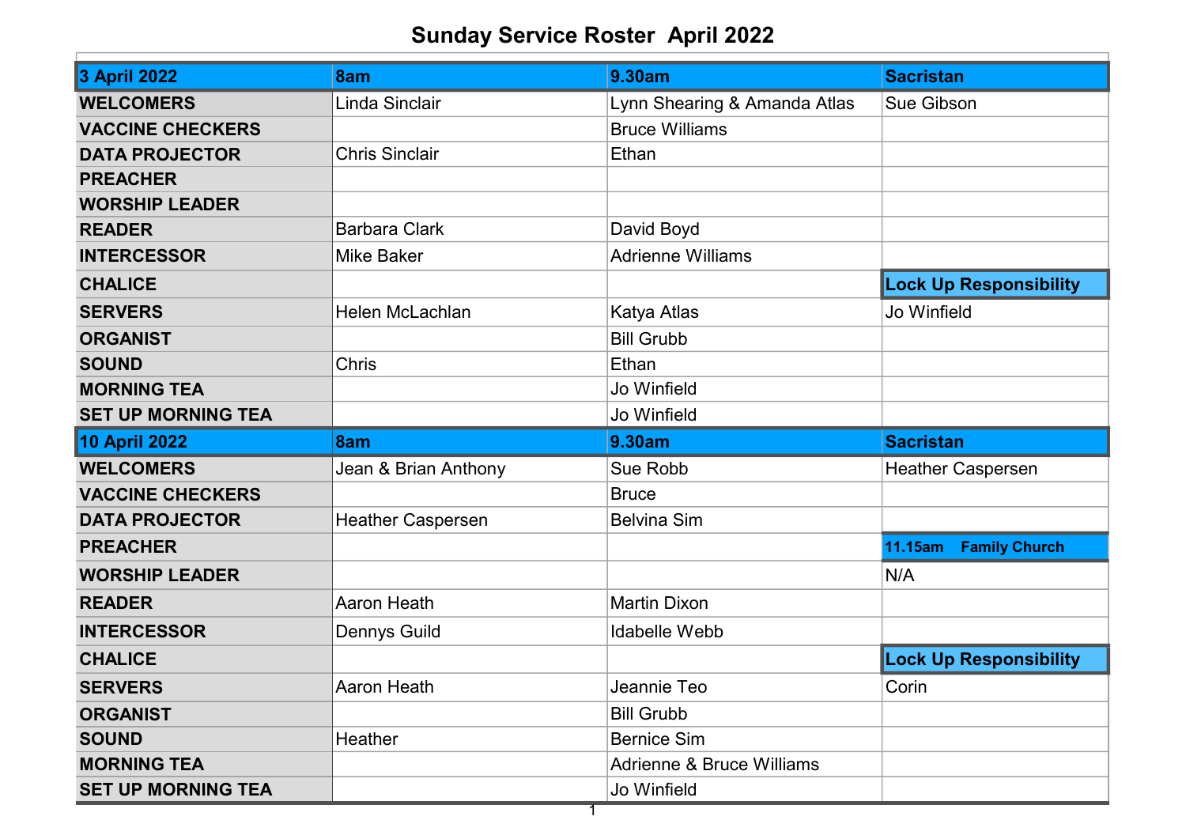# Sunday Service Roster  April 2022

| 3 April 2022 | 8am | 9.30am | Sacristan |
|---|---|---|---|
| WELCOMERS | Linda Sinclair | Lynn Shearing & Amanda Atlas | Sue Gibson |
| VACCINE CHECKERS | | Bruce Williams | |
| DATA PROJECTOR | Chris Sinclair | Ethan | |
| PREACHER | | | |
| WORSHIP LEADER | | | |
| READER | Barbara Clark | David Boyd | |
| INTERCESSOR | Mike Baker | Adrienne Williams | |
| CHALICE | | | **Lock Up Responsibility** |
| SERVERS | Helen McLachlan | Katya Atlas | Jo Winfield |
| ORGANIST | | Bill Grubb | |
| SOUND | Chris | Ethan | |
| MORNING TEA | | Jo Winfield | |
| SET UP MORNING TEA | | Jo Winfield | |
| **10 April 2022** | **8am** | **9.30am** | **Sacristan** |
| WELCOMERS | Jean & Brian Anthony | Sue Robb | Heather Caspersen |
| VACCINE CHECKERS | | Bruce | |
| DATA PROJECTOR | Heather Caspersen | Belvina Sim | |
| PREACHER | | | **11.15am Family Church** |
| WORSHIP LEADER | | | N/A |
| READER | Aaron Heath | Martin Dixon | |
| INTERCESSOR | Dennys Guild | Idabelle Webb | |
| CHALICE | | | **Lock Up Responsibility** |
| SERVERS | Aaron Heath | Jeannie Teo | Corin |
| ORGANIST | | Bill Grubb | |
| SOUND | Heather | Bernice Sim | |
| MORNING TEA | | Adrienne & Bruce Williams | |
| SET UP MORNING TEA | | Jo Winfield | |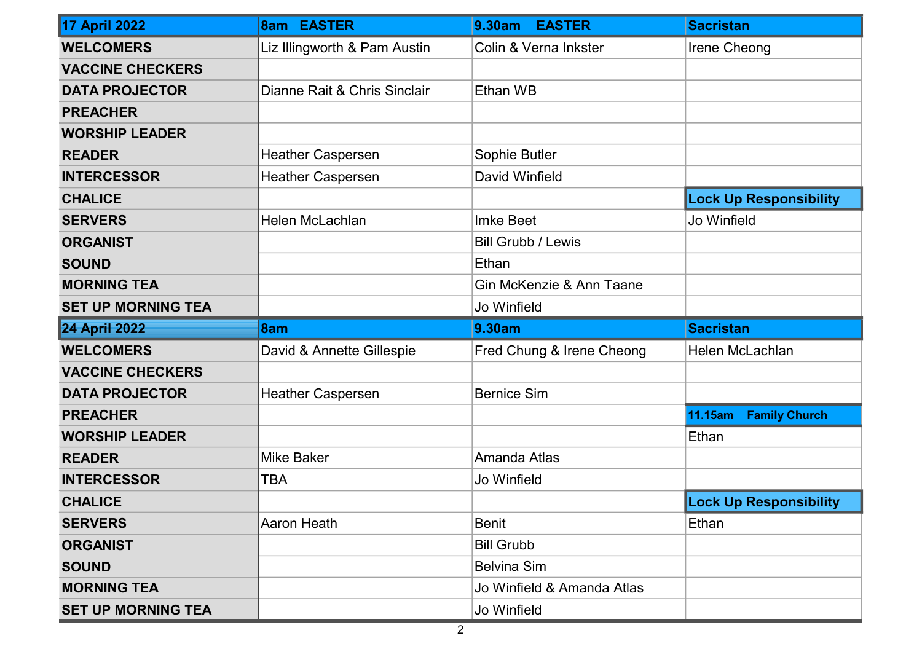| 17 April 2022 | 8am EASTER | 9.30am EASTER | Sacristan |
|---|---|---|---|
| WELCOMERS | Liz Illingworth & Pam Austin | Colin & Verna Inkster | Irene Cheong |
| VACCINE CHECKERS | | | |
| DATA PROJECTOR | Dianne Rait & Chris Sinclair | Ethan WB | |
| PREACHER | | | |
| WORSHIP LEADER | | | |
| READER | Heather Caspersen | Sophie Butler | |
| INTERCESSOR | Heather Caspersen | David Winfield | |
| CHALICE | | | **Lock Up Responsibility** |
| SERVERS | Helen McLachlan | Imke Beet | Jo Winfield |
| ORGANIST | | Bill Grubb / Lewis | |
| SOUND | | Ethan | |
| MORNING TEA | | Gin McKenzie & Ann Taane | |
| SET UP MORNING TEA | | Jo Winfield | |

| 24 April 2022 | 8am | 9.30am | Sacristan |
|---|---|---|---|
| WELCOMERS | David & Annette Gillespie | Fred Chung & Irene Cheong | Helen McLachlan |
| VACCINE CHECKERS | | | |
| DATA PROJECTOR | Heather Caspersen | Bernice Sim | |
| PREACHER | | | **11.15am Family Church** |
| WORSHIP LEADER | | | Ethan |
| READER | Mike Baker | Amanda Atlas | |
| INTERCESSOR | TBA | Jo Winfield | |
| CHALICE | | | **Lock Up Responsibility** |
| SERVERS | Aaron Heath | Benit | Ethan |
| ORGANIST | | Bill Grubb | |
| SOUND | | Belvina Sim | |
| MORNING TEA | | Jo Winfield & Amanda Atlas | |
| SET UP MORNING TEA | | Jo Winfield | |